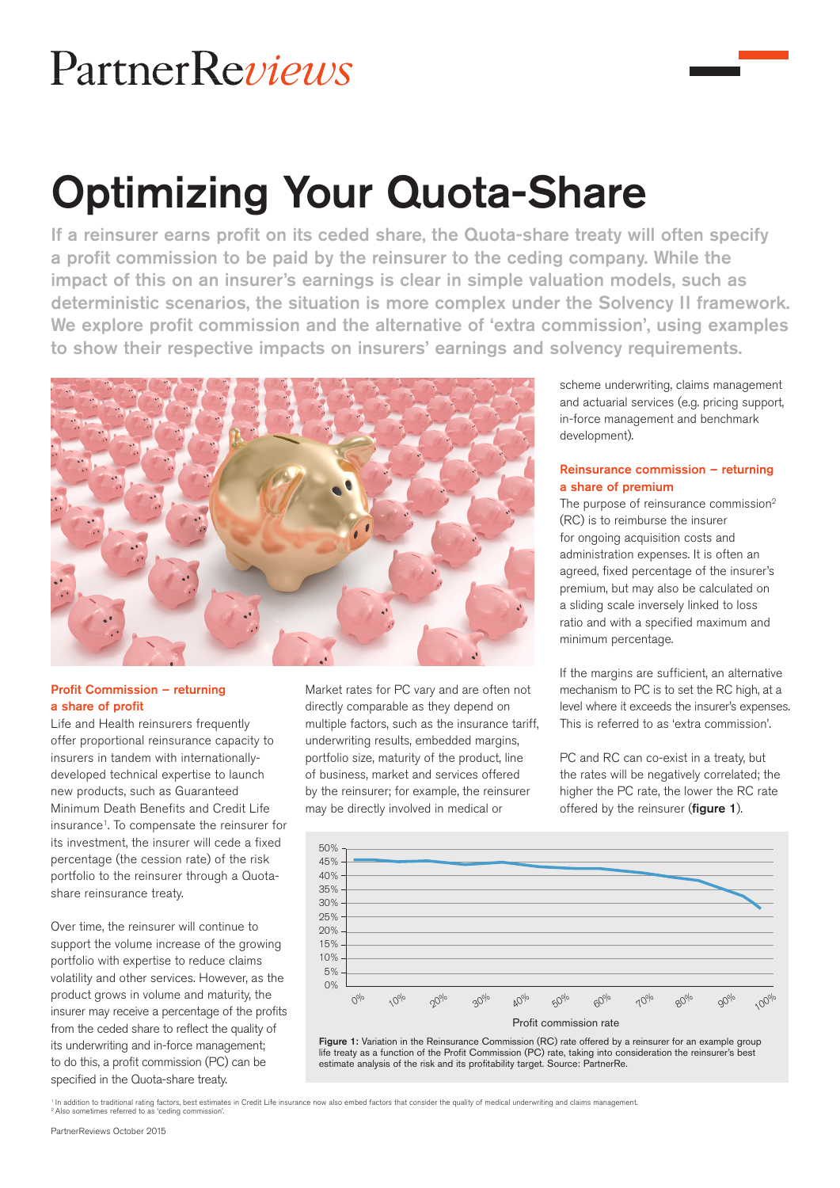# Optimizing Your Quota-Share

If a reinsurer earns profit on its ceded share, the Quota-share treaty will often specify a profit commission to be paid by the reinsurer to the ceding company. While the impact of this on an insurer's earnings is clear in simple valuation models, such as deterministic scenarios, the situation is more complex under the Solvency II framework. We explore profit commission and the alternative of 'extra commission', using examples to show their respective impacts on insurers' earnings and solvency requirements.

### Profit Commission – returning a share of profit

Life and Health reinsurers frequently offer proportional reinsurance capacity to insurers in tandem with internationally-developed technical expertise to launch new products, such as Guaranteed Minimum Death Benefits and Credit Life insurance[1]. To compensate the reinsurer for its investment, the insurer will cede a fixed percentage (the cession rate) of the risk portfolio to the reinsurer through a Quota-share reinsurance treaty.

Over time, the reinsurer will continue to support the volume increase of the growing portfolio with expertise to reduce claims volatility and other services. However, as the product grows in volume and maturity, the insurer may receive a percentage of the profits from the ceded share to reflect the quality of its underwriting and in-force management; to do this, a profit commission (PC) can be specified in the Quota-share treaty.

Market rates for PC vary and are often not directly comparable as they depend on multiple factors, such as the insurance tariff, underwriting results, embedded margins, portfolio size, maturity of the product, line of business, market and services offered by the reinsurer; for example, the reinsurer may be directly involved in medical or scheme underwriting, claims management and actuarial services (e.g. pricing support, in-force management and benchmark development).

### Reinsurance commission – returning a share of premium

The purpose of reinsurance commission[2] (RC) is to reimburse the insurer for ongoing acquisition costs and administration expenses. It is often an agreed, fixed percentage of the insurer's premium, but may also be calculated on a sliding scale inversely linked to loss ratio and with a specified maximum and minimum percentage.

If the margins are sufficient, an alternative mechanism to PC is to set the RC high, at a level where it exceeds the insurer's expenses. This is referred to as 'extra commission'.

PC and RC can co-exist in a treaty, but the rates will be negatively correlated; the higher the PC rate, the lower the RC rate offered by the reinsurer (**figure 1**).

**Figure 1:** Variation in the Reinsurance Commission (RC) rate offered by a reinsurer for an example group life treaty as a function of the Profit Commission (PC) rate, taking into consideration the reinsurer's best estimate analysis of the risk and its profitability target. Source: PartnerRe.

[1] In addition to traditional rating factors, best estimates in Credit Life insurance now also embed factors that consider the quality of medical underwriting and claims management.
[2] Also sometimes referred to as 'ceding commission'.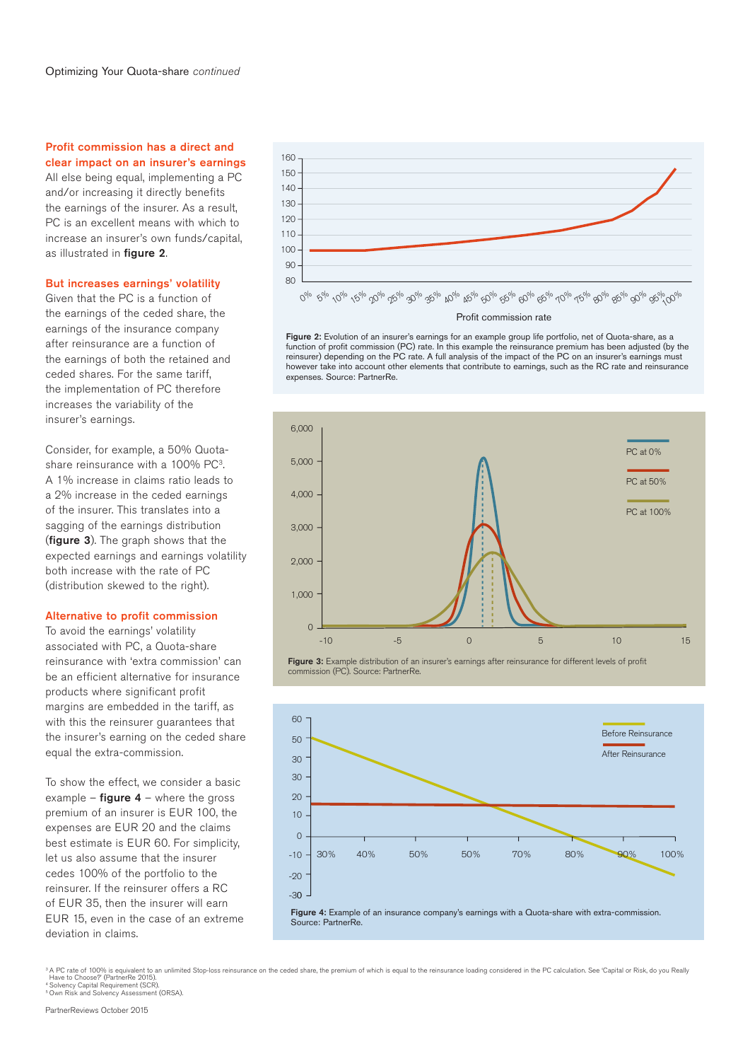### Profit commission has a direct and clear impact on an insurer's earnings

All else being equal, implementing a PC and/or increasing it directly benefits the earnings of the insurer. As a result, PC is an excellent means with which to increase an insurer's own funds/capital, as illustrated in **figure 2**.

### But increases earnings' volatility

Given that the PC is a function of the earnings of the ceded share, the earnings of the insurance company after reinsurance are a function of the earnings of both the retained and ceded shares. For the same tariff, the implementation of PC therefore increases the variability of the insurer's earnings.

Consider, for example, a 50% Quota-share reinsurance with a 100% PC[3]. A 1% increase in claims ratio leads to a 2% increase in the ceded earnings of the insurer. This translates into a sagging of the earnings distribution (**figure 3**). The graph shows that the expected earnings and earnings volatility both increase with the rate of PC (distribution skewed to the right).

### Alternative to profit commission

To avoid the earnings' volatility associated with PC, a Quota-share reinsurance with 'extra commission' can be an efficient alternative for insurance products where significant profit margins are embedded in the tariff, as with this the reinsurer guarantees that the insurer's earning on the ceded share equal the extra-commission.

To show the effect, we consider a basic example – **figure 4** – where the gross premium of an insurer is EUR 100, the expenses are EUR 20 and the claims best estimate is EUR 60. For simplicity, let us also assume that the insurer cedes 100% of the portfolio to the reinsurer. If the reinsurer offers a RC of EUR 35, then the insurer will earn EUR 15, even in the case of an extreme deviation in claims.

**Figure 2:** Evolution of an insurer's earnings for an example group life portfolio, net of Quota-share, as a function of profit commission (PC) rate. In this example the reinsurance premium has been adjusted (by the reinsurer) depending on the PC rate. A full analysis of the impact of the PC on an insurer's earnings must however take into account other elements that contribute to earnings, such as the RC rate and reinsurance expenses. Source: PartnerRe.

**Figure 3:** Example distribution of an insurer's earnings after reinsurance for different levels of profit commission (PC). Source: PartnerRe.

**Figure 4:** Example of an insurance company's earnings with a Quota-share with extra-commission. Source: PartnerRe.

[3] A PC rate of 100% is equivalent to an unlimited Stop-loss reinsurance on the ceded share, the premium of which is equal to the reinsurance loading considered in the PC calculation. See 'Capital or Risk, do you Really Have to Choose?' (PartnerRe 2015).
[4] Solvency Capital Requirement (SCR).
[5] Own Risk and Solvency Assessment (ORSA).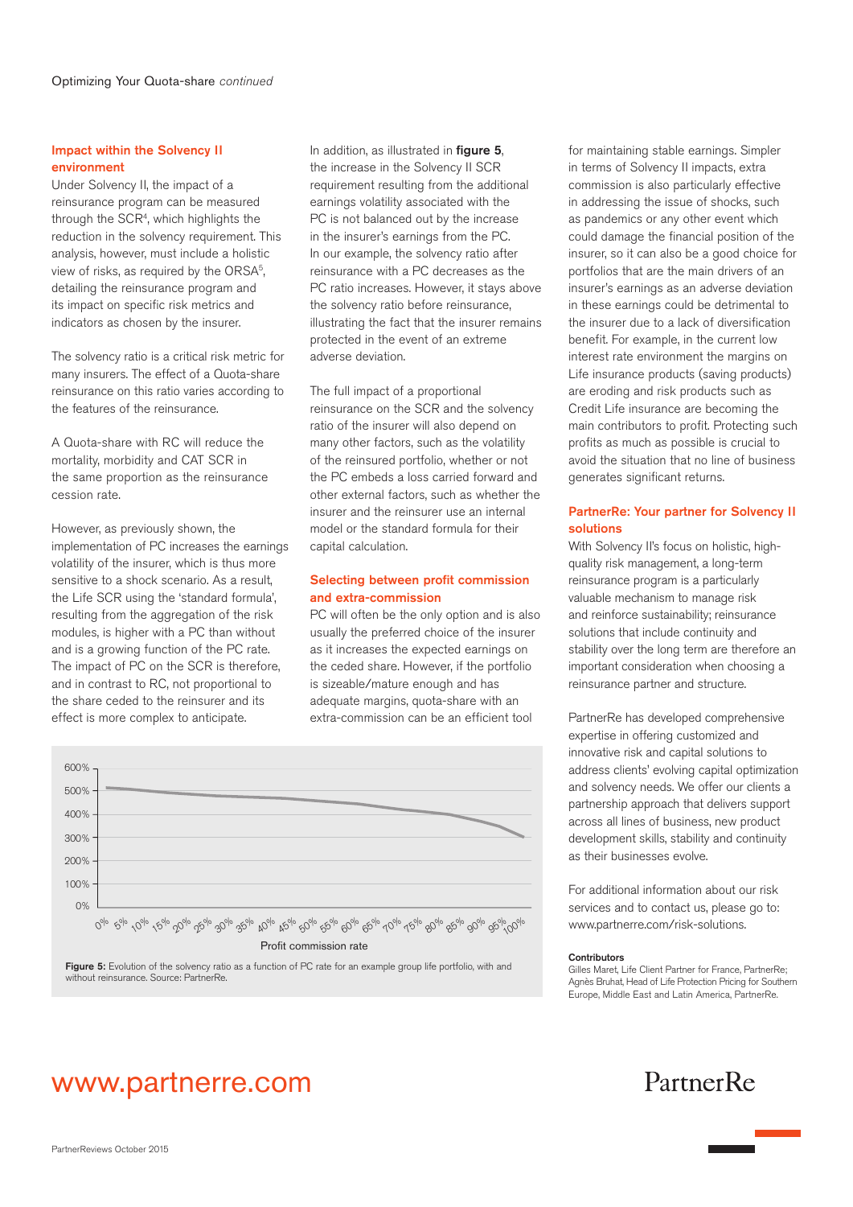## Impact within the Solvency II environment

Under Solvency II, the impact of a reinsurance program can be measured through the SCR[4], which highlights the reduction in the solvency requirement. This analysis, however, must include a holistic view of risks, as required by the ORSA[5], detailing the reinsurance program and its impact on specific risk metrics and indicators as chosen by the insurer.

The solvency ratio is a critical risk metric for many insurers. The effect of a Quota-share reinsurance on this ratio varies according to the features of the reinsurance.

A Quota-share with RC will reduce the mortality, morbidity and CAT SCR in the same proportion as the reinsurance cession rate.

However, as previously shown, the implementation of PC increases the earnings volatility of the insurer, which is thus more sensitive to a shock scenario. As a result, the Life SCR using the 'standard formula', resulting from the aggregation of the risk modules, is higher with a PC than without and is a growing function of the PC rate. The impact of PC on the SCR is therefore, and in contrast to RC, not proportional to the share ceded to the reinsurer and its effect is more complex to anticipate.

In addition, as illustrated in **figure 5**, the increase in the Solvency II SCR requirement resulting from the additional earnings volatility associated with the PC is not balanced out by the increase in the insurer's earnings from the PC. In our example, the solvency ratio after reinsurance with a PC decreases as the PC ratio increases. However, it stays above the solvency ratio before reinsurance, illustrating the fact that the insurer remains protected in the event of an extreme adverse deviation.

The full impact of a proportional reinsurance on the SCR and the solvency ratio of the insurer will also depend on many other factors, such as the volatility of the reinsured portfolio, whether or not the PC embeds a loss carried forward and other external factors, such as whether the insurer and the reinsurer use an internal model or the standard formula for their capital calculation.

## Selecting between profit commission and extra-commission

PC will often be the only option and is also usually the preferred choice of the insurer as it increases the expected earnings on the ceded share. However, if the portfolio is sizeable/mature enough and has adequate margins, quota-share with an extra-commission can be an efficient tool for maintaining stable earnings. Simpler in terms of Solvency II impacts, extra commission is also particularly effective in addressing the issue of shocks, such as pandemics or any other event which could damage the financial position of the insurer, so it can also be a good choice for portfolios that are the main drivers of an insurer's earnings as an adverse deviation in these earnings could be detrimental to the insurer due to a lack of diversification benefit. For example, in the current low interest rate environment the margins on Life insurance products (saving products) are eroding and risk products such as Credit Life insurance are becoming the main contributors to profit. Protecting such profits as much as possible is crucial to avoid the situation that no line of business generates significant returns.

600%
500%
400%
300%
200%
100%
0%
0% 5% 10% 15% 20% 25% 30% 35% 40% 45% 50% 55% 60% 65% 70% 75% 80% 85% 90% 95% 100%
Profit commission rate

**Figure 5:** Evolution of the solvency ratio as a function of PC rate for an example group life portfolio, with and without reinsurance. Source: PartnerRe.

## PartnerRe: Your partner for Solvency II solutions

With Solvency II's focus on holistic, high-quality risk management, a long-term reinsurance program is a particularly valuable mechanism to manage risk and reinforce sustainability; reinsurance solutions that include continuity and stability over the long term are therefore an important consideration when choosing a reinsurance partner and structure.

PartnerRe has developed comprehensive expertise in offering customized and innovative risk and capital solutions to address clients' evolving capital optimization and solvency needs. We offer our clients a partnership approach that delivers support across all lines of business, new product development skills, stability and continuity as their businesses evolve.

For additional information about our risk services and to contact us, please go to: www.partnerre.com/risk-solutions.

**Contributors**

Gilles Maret, Life Client Partner for France, PartnerRe; Agnès Bruhat, Head of Life Protection Pricing for Southern Europe, Middle East and Latin America, PartnerRe.

www.partnerre.com

PartnerRe